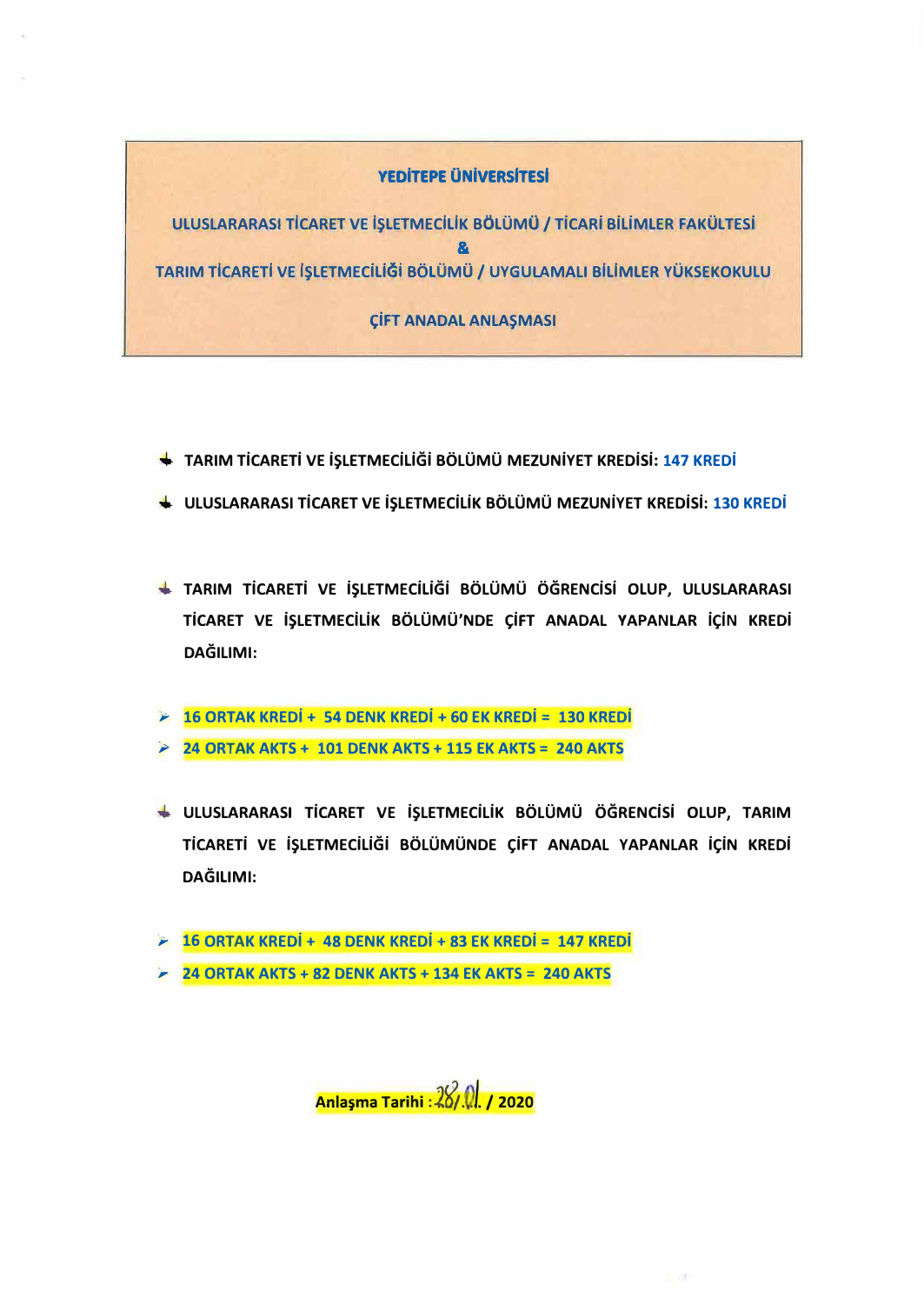**YEDİTEPE ÜNİVERSİTESİ**

**ULUSLARARASI TİCARET VE İŞLETMECİLİK BÖLÜMÜ / TİCARİ BİLİMLER FAKÜLTESİ**
**&**
**TARIM TİCARETİ VE İŞLETMECİLİĞİ BÖLÜMÜ / UYGULAMALI BİLİMLER YÜKSEKOKULU**

**ÇİFT ANADAL ANLAŞMASI**

- **TARIM TİCARETİ VE İŞLETMECİLİĞİ BÖLÜMÜ MEZUNİYET KREDİSİ: 147 KREDİ**
- **ULUSLARARASI TİCARET VE İŞLETMECİLİK BÖLÜMÜ MEZUNİYET KREDİSİ: 130 KREDİ**

- **TARIM TİCARETİ VE İŞLETMECİLİĞİ BÖLÜMÜ ÖĞRENCİSİ OLUP, ULUSLARARASI TİCARET VE İŞLETMECİLİK BÖLÜMÜ'NDE ÇİFT ANADAL YAPANLAR İÇİN KREDİ DAĞILIMI:**

  - **16 ORTAK KREDİ + 54 DENK KREDİ + 60 EK KREDİ = 130 KREDİ**
  - **24 ORTAK AKTS + 101 DENK AKTS + 115 EK AKTS = 240 AKTS**

- **ULUSLARARASI TİCARET VE İŞLETMECİLİK BÖLÜMÜ ÖĞRENCİSİ OLUP, TARIM TİCARETİ VE İŞLETMECİLİĞİ BÖLÜMÜNDE ÇİFT ANADAL YAPANLAR İÇİN KREDİ DAĞILIMI:**

  - **16 ORTAK KREDİ + 48 DENK KREDİ + 83 EK KREDİ = 147 KREDİ**
  - **24 ORTAK AKTS + 82 DENK AKTS + 134 EK AKTS = 240 AKTS**

**Anlaşma Tarihi : 28/01/2020**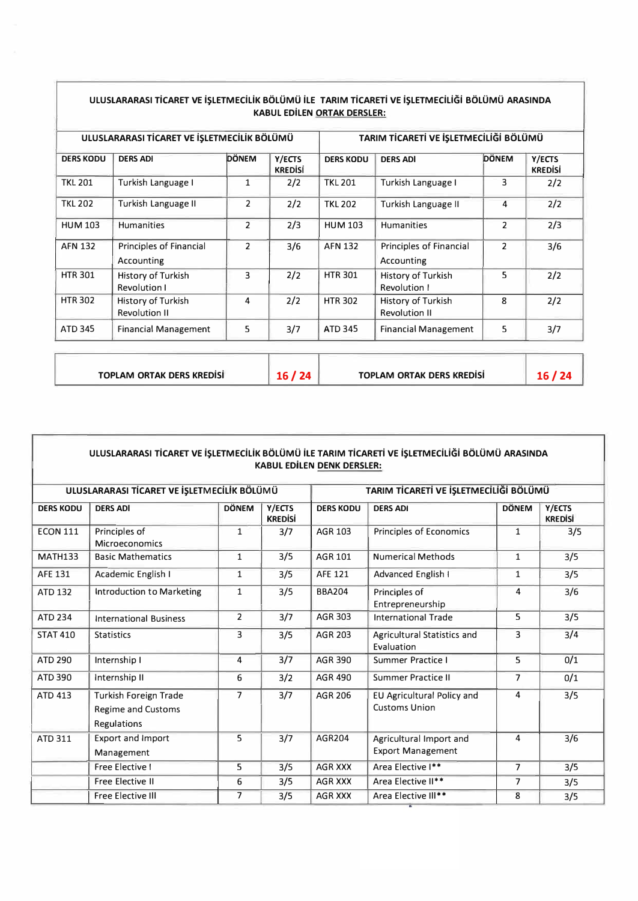**ULUSLARARASI TİCARET VE İŞLETMECİLİK BÖLÜMÜ İLE TARIM TİCARETİ VE İŞLETMECİLİĞİ BÖLÜMÜ ARASINDA KABUL EDİLEN ORTAK DERSLER:**

| ULUSLARARASI TİCARET VE İŞLETMECİLİK BÖLÜMÜ | | | | TARIM TİCARETİ VE İŞLETMECİLİĞİ BÖLÜMÜ | | | |
|---|---|---|---|---|---|---|---|
| DERS KODU | DERS ADI | DÖNEM | Y/ECTS KREDİSİ | DERS KODU | DERS ADI | DÖNEM | Y/ECTS KREDİSİ |
| TKL 201 | Turkish Language I | 1 | 2/2 | TKL 201 | Turkish Language I | 3 | 2/2 |
| TKL 202 | Turkish Language II | 2 | 2/2 | TKL 202 | Turkish Language II | 4 | 2/2 |
| HUM 103 | Humanities | 2 | 2/3 | HUM 103 | Humanities | 2 | 2/3 |
| AFN 132 | Principles of Financial Accounting | 2 | 3/6 | AFN 132 | Principles of Financial Accounting | 2 | 3/6 |
| HTR 301 | History of Turkish Revolution I | 3 | 2/2 | HTR 301 | History of Turkish Revolution I | 5 | 2/2 |
| HTR 302 | History of Turkish Revolution II | 4 | 2/2 | HTR 302 | History of Turkish Revolution II | 8 | 2/2 |
| ATD 345 | Financial Management | 5 | 3/7 | ATD 345 | Financial Management | 5 | 3/7 |

| TOPLAM ORTAK DERS KREDİSİ | 16 / 24 | TOPLAM ORTAK DERS KREDİSİ | 16 / 24 |
|---|---|---|---|

**ULUSLARARASI TİCARET VE İŞLETMECİLİK BÖLÜMÜ İLE TARIM TİCARETİ VE İŞLETMECİLİĞİ BÖLÜMÜ ARASINDA KABUL EDİLEN DENK DERSLER:**

| ULUSLARARASI TİCARET VE İŞLETMECİLİK BÖLÜMÜ | | | | TARIM TİCARETİ VE İŞLETMECİLİĞİ BÖLÜMÜ | | | |
|---|---|---|---|---|---|---|---|
| DERS KODU | DERS ADI | DÖNEM | Y/ECTS KREDİSİ | DERS KODU | DERS ADI | DÖNEM | Y/ECTS KREDİSİ |
| ECON 111 | Principles of Microeconomics | 1 | 3/7 | AGR 103 | Principles of Economics | 1 | 3/5 |
| MATH133 | Basic Mathematics | 1 | 3/5 | AGR 101 | Numerical Methods | 1 | 3/5 |
| AFE 131 | Academic English I | 1 | 3/5 | AFE 121 | Advanced English I | 1 | 3/5 |
| ATD 132 | Introduction to Marketing | 1 | 3/5 | BBA204 | Principles of Entrepreneurship | 4 | 3/6 |
| ATD 234 | International Business | 2 | 3/7 | AGR 303 | International Trade | 5 | 3/5 |
| STAT 410 | Statistics | 3 | 3/5 | AGR 203 | Agricultural Statistics and Evaluation | 3 | 3/4 |
| ATD 290 | Internship I | 4 | 3/7 | AGR 390 | Summer Practice I | 5 | 0/1 |
| ATD 390 | Internship II | 6 | 3/2 | AGR 490 | Summer Practice II | 7 | 0/1 |
| ATD 413 | Turkish Foreign Trade Regime and Customs Regulations | 7 | 3/7 | AGR 206 | EU Agricultural Policy and Customs Union | 4 | 3/5 |
| ATD 311 | Export and Import Management | 5 | 3/7 | AGR204 | Agricultural Import and Export Management | 4 | 3/6 |
| | Free Elective I | 5 | 3/5 | AGR XXX | Area Elective I** | 7 | 3/5 |
| | Free Elective II | 6 | 3/5 | AGR XXX | Area Elective II** | 7 | 3/5 |
| | Free Elective III | 7 | 3/5 | AGR XXX | Area Elective III** | 8 | 3/5 |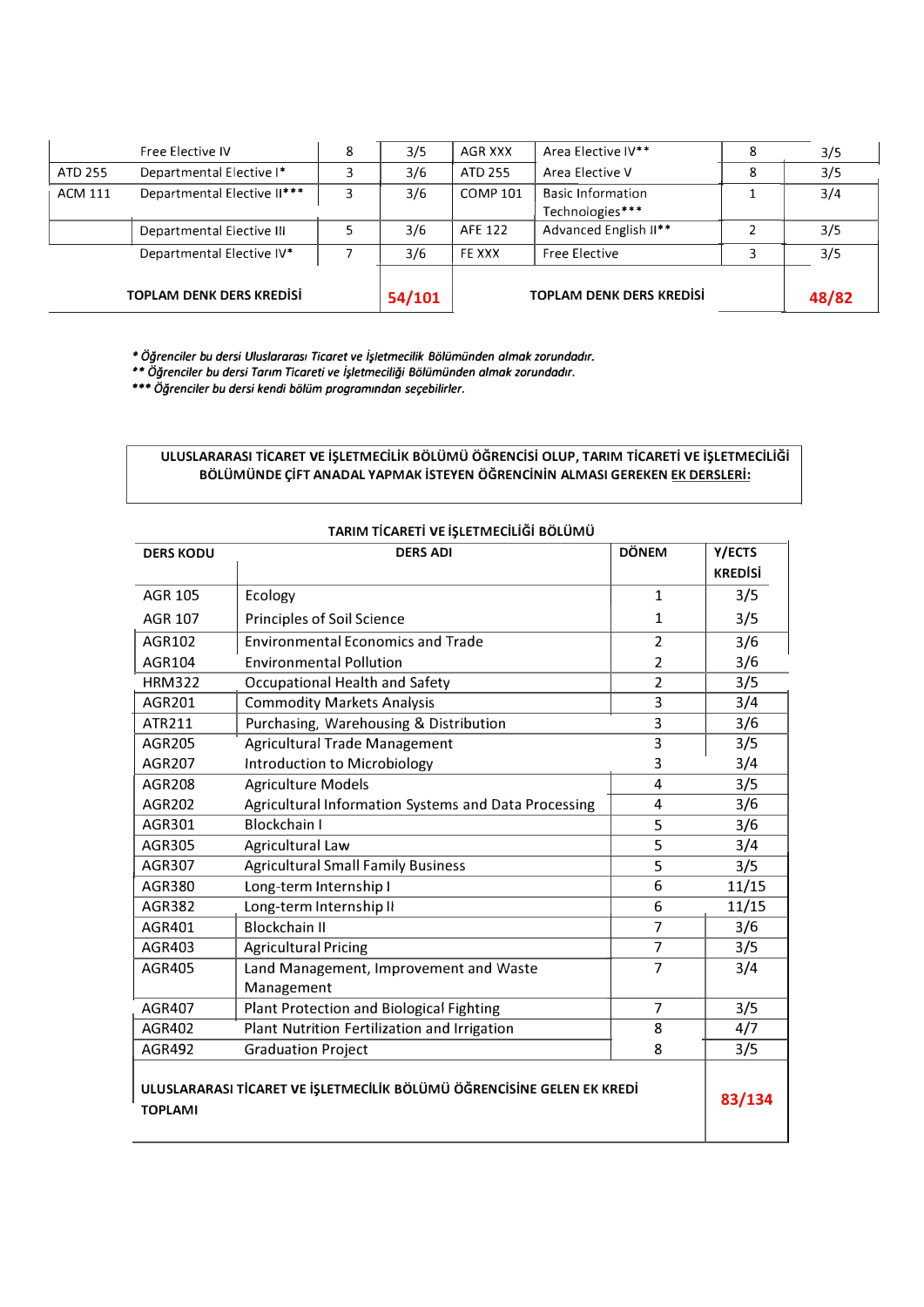| | | | | | | | |
|---|---|---|---|---|---|---|---|
| | Free Elective IV | 8 | 3/5 | AGR XXX | Area Elective IV** | 8 | 3/5 |
| ATD 255 | Departmental Elective I* | 3 | 3/6 | ATD 255 | Area Elective V | 8 | 3/5 |
| ACM 111 | Departmental Elective II*** | 3 | 3/6 | COMP 101 | Basic Information Technologies*** | 1 | 3/4 |
| | Departmental Elective III | 5 | 3/6 | AFE 122 | Advanced English II** | 2 | 3/5 |
| | Departmental Elective IV* | 7 | 3/6 | FE XXX | Free Elective | 3 | 3/5 |
| **TOPLAM DENK DERS KREDİSİ** | | | **54/101** | **TOPLAM DENK DERS KREDİSİ** | | | **48/82** |

*\* Öğrenciler bu dersi Uluslararası Ticaret ve İşletmecilik Bölümünden almak zorundadır.*
*\*\* Öğrenciler bu dersi Tarım Ticareti ve İşletmeciliği Bölümünden almak zorundadır.*
*\*\*\* Öğrenciler bu dersi kendi bölüm programından seçebilirler.*

**ULUSLARARASI TİCARET VE İŞLETMECİLİK BÖLÜMÜ ÖĞRENCİSİ OLUP, TARIM TİCARETİ VE İŞLETMECİLİĞİ BÖLÜMÜNDE ÇİFT ANADAL YAPMAK İSTEYEN ÖĞRENCİNİN ALMASI GEREKEN EK DERSLERİ:**

**TARIM TİCARETİ VE İŞLETMECİLİĞİ BÖLÜMÜ**

| DERS KODU | DERS ADI | DÖNEM | Y/ECTS KREDİSİ |
|---|---|---|---|
| AGR 105 | Ecology | 1 | 3/5 |
| AGR 107 | Principles of Soil Science | 1 | 3/5 |
| AGR102 | Environmental Economics and Trade | 2 | 3/6 |
| AGR104 | Environmental Pollution | 2 | 3/6 |
| HRM322 | Occupational Health and Safety | 2 | 3/5 |
| AGR201 | Commodity Markets Analysis | 3 | 3/4 |
| ATR211 | Purchasing, Warehousing & Distribution | 3 | 3/6 |
| AGR205 | Agricultural Trade Management | 3 | 3/5 |
| AGR207 | Introduction to Microbiology | 3 | 3/4 |
| AGR208 | Agriculture Models | 4 | 3/5 |
| AGR202 | Agricultural Information Systems and Data Processing | 4 | 3/6 |
| AGR301 | Blockchain I | 5 | 3/6 |
| AGR305 | Agricultural Law | 5 | 3/4 |
| AGR307 | Agricultural Small Family Business | 5 | 3/5 |
| AGR380 | Long-term Internship I | 6 | 11/15 |
| AGR382 | Long-term Internship II | 6 | 11/15 |
| AGR401 | Blockchain II | 7 | 3/6 |
| AGR403 | Agricultural Pricing | 7 | 3/5 |
| AGR405 | Land Management, Improvement and Waste Management | 7 | 3/4 |
| AGR407 | Plant Protection and Biological Fighting | 7 | 3/5 |
| AGR402 | Plant Nutrition Fertilization and Irrigation | 8 | 4/7 |
| AGR492 | Graduation Project | 8 | 3/5 |
| **ULUSLARARASI TİCARET VE İŞLETMECİLİK BÖLÜMÜ ÖĞRENCİSİNE GELEN EK KREDİ TOPLAMI** | | | **83/134** |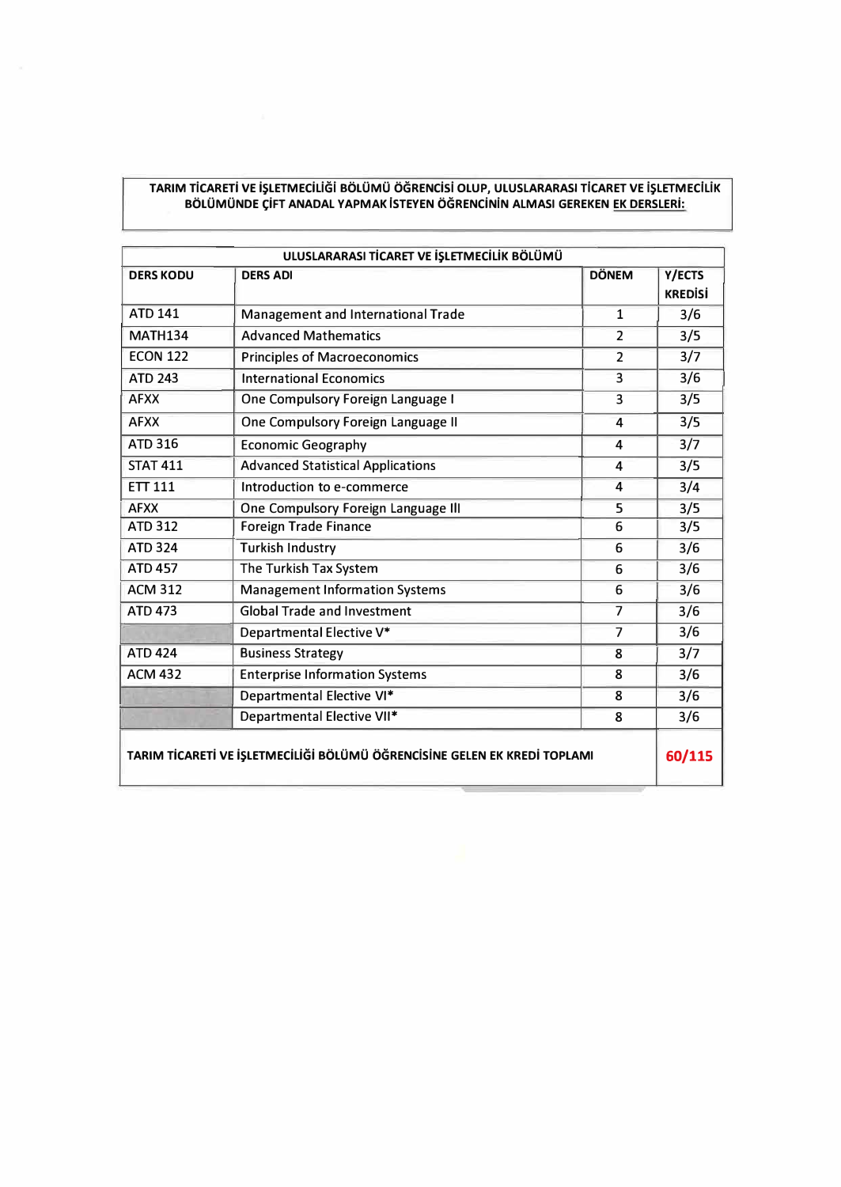**TARIM TİCARETİ VE İŞLETMECİLİĞİ BÖLÜMÜ ÖĞRENCİSİ OLUP, ULUSLARARASI TİCARET VE İŞLETMECİLİK BÖLÜMÜNDE ÇİFT ANADAL YAPMAK İSTEYEN ÖĞRENCİNİN ALMASI GEREKEN EK DERSLERİ:**

| ULUSLARARASI TİCARET VE İŞLETMECİLİK BÖLÜMÜ | | | |
|---|---|---|---|
| **DERS KODU** | **DERS ADI** | **DÖNEM** | **Y/ECTS KREDİSİ** |
| ATD 141 | Management and International Trade | 1 | 3/6 |
| MATH134 | Advanced Mathematics | 2 | 3/5 |
| ECON 122 | Principles of Macroeconomics | 2 | 3/7 |
| ATD 243 | International Economics | 3 | 3/6 |
| AFXX | One Compulsory Foreign Language I | 3 | 3/5 |
| AFXX | One Compulsory Foreign Language II | 4 | 3/5 |
| ATD 316 | Economic Geography | 4 | 3/7 |
| STAT 411 | Advanced Statistical Applications | 4 | 3/5 |
| ETT 111 | Introduction to e-commerce | 4 | 3/4 |
| AFXX | One Compulsory Foreign Language III | 5 | 3/5 |
| ATD 312 | Foreign Trade Finance | 6 | 3/5 |
| ATD 324 | Turkish Industry | 6 | 3/6 |
| ATD 457 | The Turkish Tax System | 6 | 3/6 |
| ACM 312 | Management Information Systems | 6 | 3/6 |
| ATD 473 | Global Trade and Investment | 7 | 3/6 |
| | Departmental Elective V* | 7 | 3/6 |
| ATD 424 | Business Strategy | 8 | 3/7 |
| ACM 432 | Enterprise Information Systems | 8 | 3/6 |
| | Departmental Elective VI* | 8 | 3/6 |
| | Departmental Elective VII* | 8 | 3/6 |
| **TARIM TİCARETİ VE İŞLETMECİLİĞİ BÖLÜMÜ ÖĞRENCİSİNE GELEN EK KREDİ TOPLAMI** | | | **60/115** |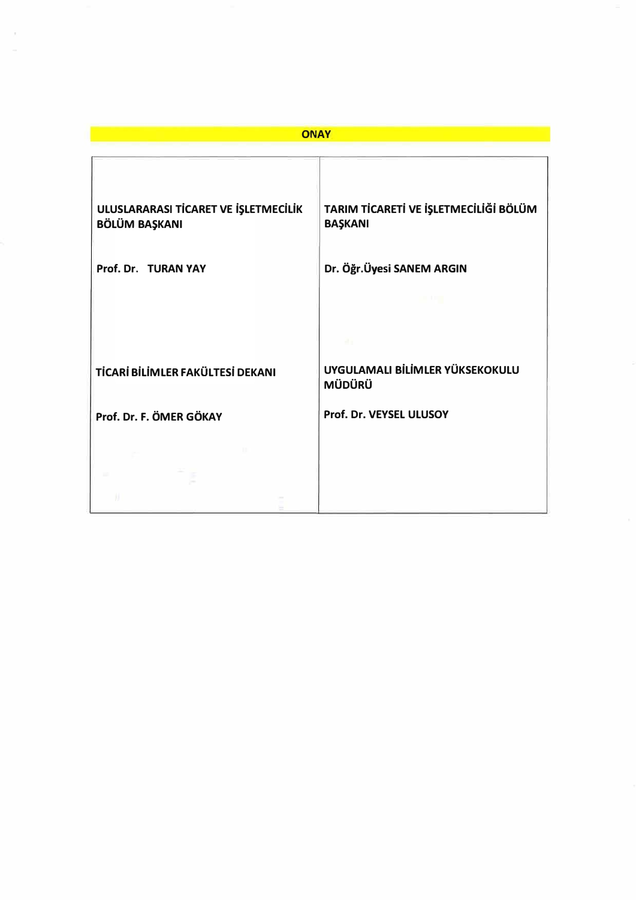**ONAY**

| | |
|---|---|
| **ULUSLARARASI TİCARET VE İŞLETMECİLİK BÖLÜM BAŞKANI**<br><br>**Prof. Dr. TURAN YAY** | **TARIM TİCARETİ VE İŞLETMECİLİĞİ BÖLÜM BAŞKANI**<br><br>**Dr. Öğr.Üyesi SANEM ARGIN** |
| **TİCARİ BİLİMLER FAKÜLTESİ DEKANI**<br><br>**Prof. Dr. F. ÖMER GÖKAY** | **UYGULAMALI BİLİMLER YÜKSEKOKULU MÜDÜRÜ**<br><br>**Prof. Dr. VEYSEL ULUSOY** |